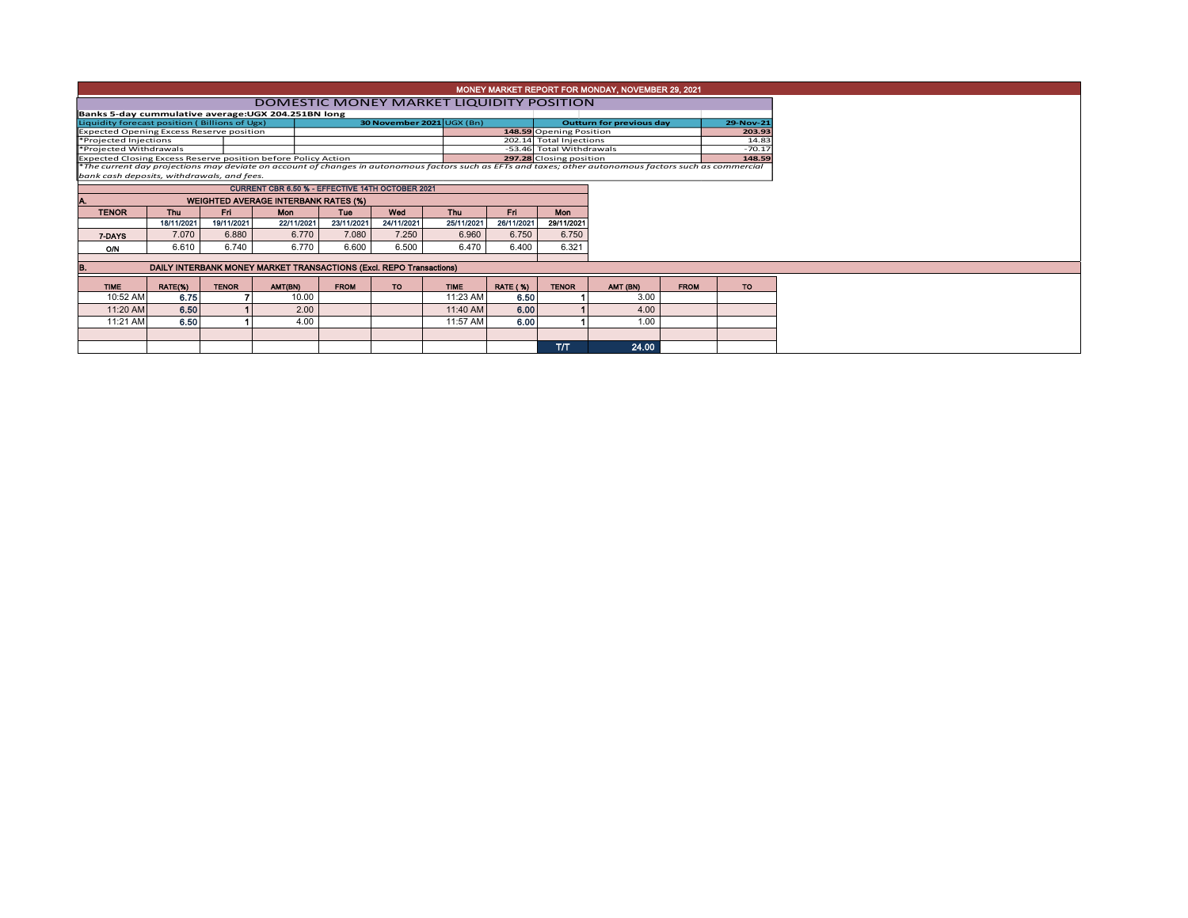# MONEY MARKET REPORT FOR MONDAY, NOVEMBER 29, 2021

## DOMESTIC MONEY MARKET LIQUIDITY POSITION

**Banks 5-day cummulative average:UGX 204.251BN long**

| Liquidity forecast position ( Billions of Ugx) | 30 November 2021 UGX (Bn) | Outturn for previous day | 29-Nov-21 |
|---|---|---|---|
| Expected Opening Excess Reserve position | 148.59 | Opening Position | 203.93 |
| *Projected Injections | 202.14 | Total Injections | 14.83 |
| *Projected Withdrawals | -53.46 | Total Withdrawals | -70.17 |
| Expected Closing Excess Reserve position before Policy Action | 297.28 | Closing position | 148.59 |

*The current day projections may deviate on account of changes in autonomous factors such as EFTs and taxes; other autonomous factors such as commercial bank cash deposits, withdrawals, and fees.*

**CURRENT CBR 6.50 % - EFFECTIVE 14TH OCTOBER 2021**

### A. WEIGHTED AVERAGE INTERBANK RATES (%)

| TENOR | Thu | Fri | Mon | Tue | Wed | Thu | Fri | Mon |
|---|---|---|---|---|---|---|---|---|
| | 18/11/2021 | 19/11/2021 | 22/11/2021 | 23/11/2021 | 24/11/2021 | 25/11/2021 | 26/11/2021 | 29/11/2021 |
| 7-DAYS | 7.070 | 6.880 | 6.770 | 7.080 | 7.250 | 6.960 | 6.750 | 6.750 |
| O/N | 6.610 | 6.740 | 6.770 | 6.600 | 6.500 | 6.470 | 6.400 | 6.321 |

### B. DAILY INTERBANK MONEY MARKET TRANSACTIONS (Excl. REPO Transactions)

| TIME | RATE(%) | TENOR | AMT(BN) | FROM | TO | TIME | RATE ( %) | TENOR | AMT (BN) | FROM | TO |
|---|---|---|---|---|---|---|---|---|---|---|---|
| 10:52 AM | 6.75 | 7 | 10.00 | | | 11:23 AM | 6.50 | 1 | 3.00 | | |
| 11:20 AM | 6.50 | 1 | 2.00 | | | 11:40 AM | 6.00 | 1 | 4.00 | | |
| 11:21 AM | 6.50 | 1 | 4.00 | | | 11:57 AM | 6.00 | 1 | 1.00 | | |
| | | | | | | | | T/T | 24.00 | | |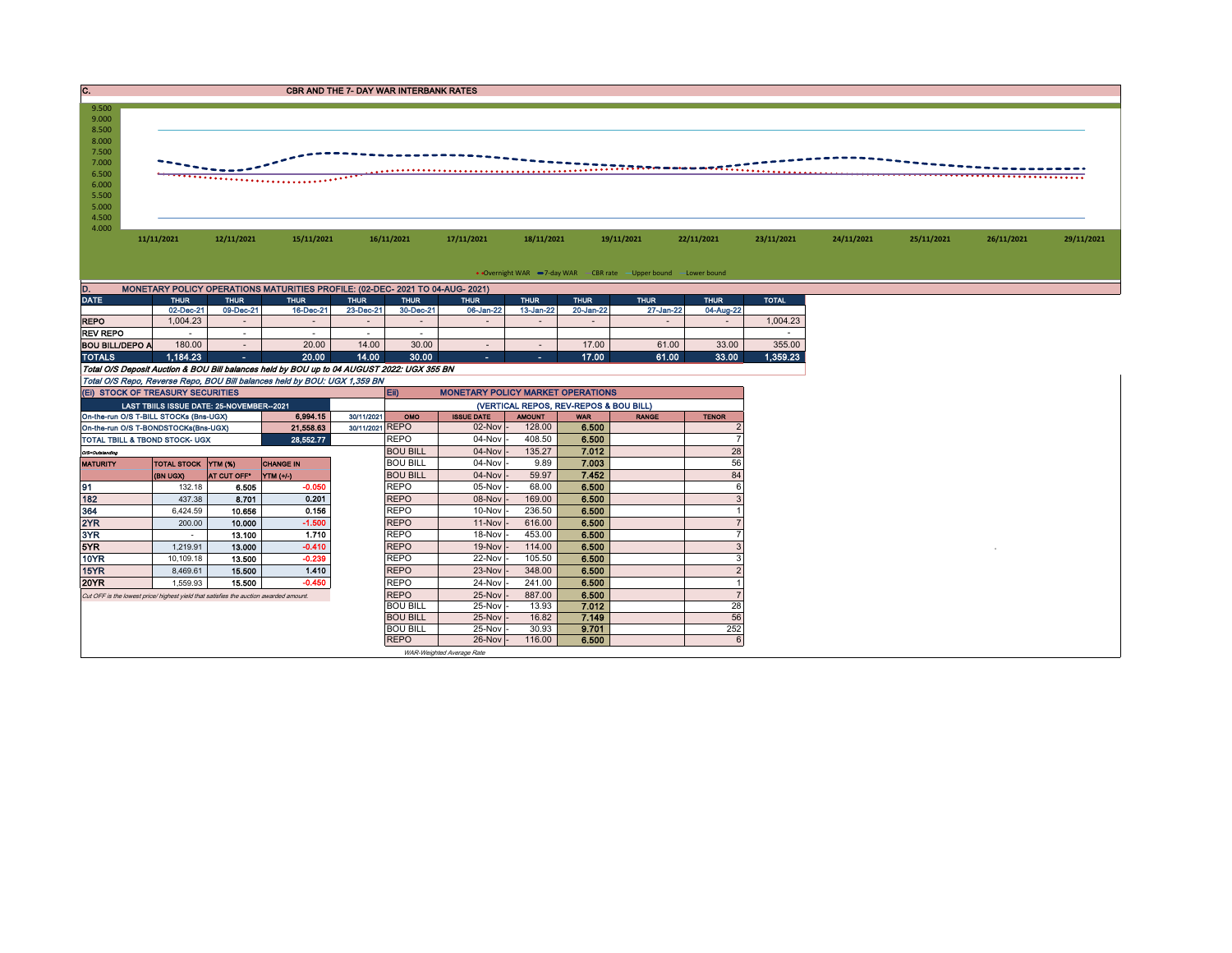## C. CBR AND THE 7- DAY WAR INTERBANK RATES

9.500
9.000
8.500
8.000
7.500
7.000
6.500
6.000
5.500
5.000
4.500
4.000

11/11/2021 12/11/2021 15/11/2021 16/11/2021 17/11/2021 18/11/2021 19/11/2021 22/11/2021 23/11/2021 24/11/2021 25/11/2021 26/11/2021 29/11/2021

Overnight WAR — 7-day WAR — CBR rate — Upper bound — Lower bound

## D. MONETARY POLICY OPERATIONS MATURITIES PROFILE: (02-DEC- 2021 TO 04-AUG- 2021)

| DATE | THUR | THUR | THUR | THUR | THUR | THUR | THUR | THUR | THUR | THUR | TOTAL |
|---|---|---|---|---|---|---|---|---|---|---|---|
| | 02-Dec-21 | 09-Dec-21 | 16-Dec-21 | 23-Dec-21 | 30-Dec-21 | 06-Jan-22 | 13-Jan-22 | 20-Jan-22 | 27-Jan-22 | 04-Aug-22 | |
| REPO | 1,004.23 | - | - | - | - | - | - | - | - | - | 1,004.23 |
| REV REPO | - | - | - | - | - | | | | | | - |
| BOU BILL/DEPO A | 180.00 | - | 20.00 | 14.00 | 30.00 | - | - | 17.00 | 61.00 | 33.00 | 355.00 |
| TOTALS | 1,184.23 | - | 20.00 | 14.00 | 30.00 | - | - | 17.00 | 61.00 | 33.00 | 1,359.23 |

*Total O/S Deposit Auction & BOU Bill balances held by BOU up to 04 AUGUST 2022: UGX 355 BN*

*Total O/S Repo, Reverse Repo, BOU Bill balances held by BOU: UGX 1,359 BN*

## (Ei) STOCK OF TREASURY SECURITIES

| LAST TBIILS ISSUE DATE: 25-NOVEMBER--2021 | | | |
|---|---|---|---|
| On-the-run O/S T-BILL STOCKs (Bns-UGX) | | 6,994.15 | 30/11/2021 |
| On-the-run O/S T-BONDSTOCKs(Bns-UGX) | | 21,558.63 | 30/11/2021 |
| TOTAL TBILL & TBOND STOCK- UGX | | 28,552.77 | |

*O/S=Outstanding*

| MATURITY | TOTAL STOCK (BN UGX) | YTM (%) AT CUT OFF* | CHANGE IN YTM (+/-) |
|---|---|---|---|
| 91 | 132.18 | 6.505 | -0.050 |
| 182 | 437.38 | 8.701 | 0.201 |
| 364 | 6,424.59 | 10.656 | 0.156 |
| 2YR | 200.00 | 10.000 | -1.500 |
| 3YR | - | 13.100 | 1.710 |
| 5YR | 1,219.91 | 13.000 | -0.410 |
| 10YR | 10,109.18 | 13.500 | -0.239 |
| 15YR | 8,469.61 | 15.500 | 1.410 |
| 20YR | 1,559.93 | 15.500 | -0.450 |

*Cut OFF is the lowest price/ highest yield that satisfies the auction awarded amount.*

## Eii) MONETARY POLICY MARKET OPERATIONS

(VERTICAL REPOS, REV-REPOS & BOU BILL)

| OMO | ISSUE DATE | AMOUNT | WAR | RANGE | TENOR |
|---|---|---|---|---|---|
| REPO | 02-Nov | 128.00 | 6.500 | | 2 |
| REPO | 04-Nov | 408.50 | 6.500 | | 7 |
| BOU BILL | 04-Nov | 135.27 | 7.012 | | 28 |
| BOU BILL | 04-Nov | 9.89 | 7.003 | | 56 |
| BOU BILL | 04-Nov | 59.97 | 7.452 | | 84 |
| REPO | 05-Nov | 68.00 | 6.500 | | 6 |
| REPO | 08-Nov | 169.00 | 6.500 | | 3 |
| REPO | 10-Nov | 236.50 | 6.500 | | 1 |
| REPO | 11-Nov | 616.00 | 6.500 | | 7 |
| REPO | 18-Nov | 453.00 | 6.500 | | 7 |
| REPO | 19-Nov | 114.00 | 6.500 | | 3 |
| REPO | 22-Nov | 105.50 | 6.500 | | 3 |
| REPO | 23-Nov | 348.00 | 6.500 | | 2 |
| REPO | 24-Nov | 241.00 | 6.500 | | 1 |
| REPO | 25-Nov | 887.00 | 6.500 | | 7 |
| BOU BILL | 25-Nov | 13.93 | 7.012 | | 28 |
| BOU BILL | 25-Nov | 16.82 | 7.149 | | 56 |
| BOU BILL | 25-Nov | 30.93 | 9.701 | | 252 |
| REPO | 26-Nov | 116.00 | 6.500 | | 6 |

*WAR-Weighted Average Rate*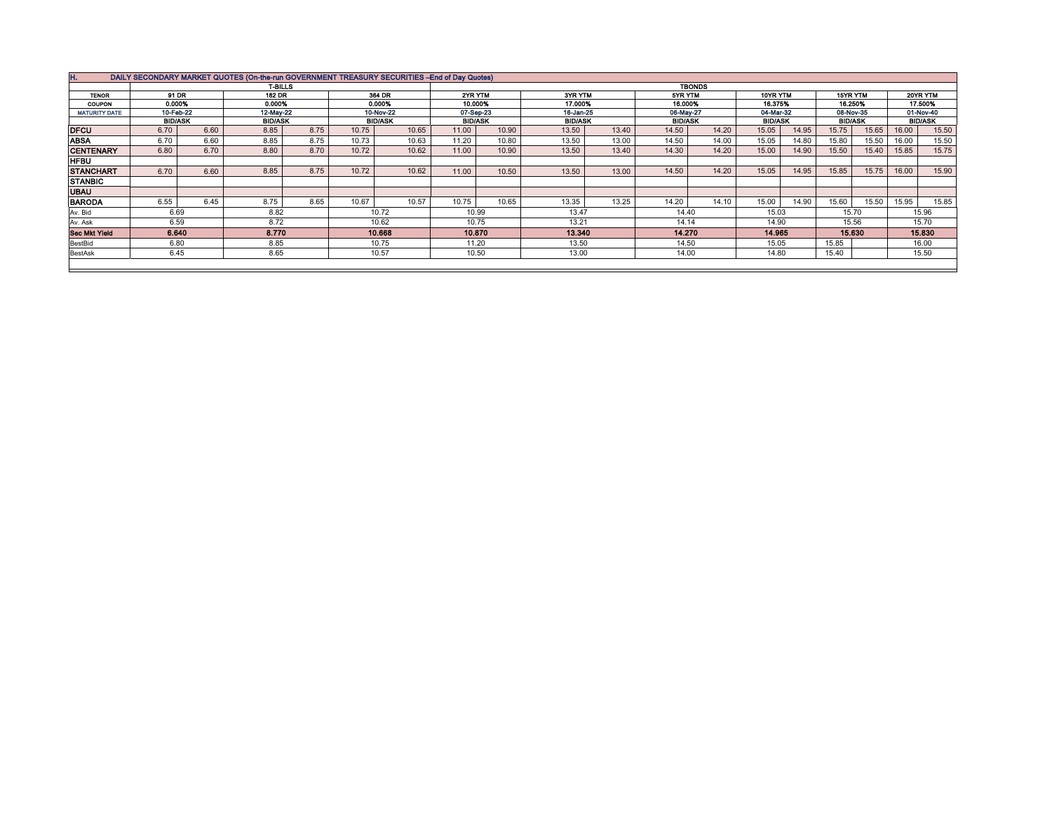**H. DAILY SECONDARY MARKET QUOTES (On-the-run GOVERNMENT TREASURY SECURITIES –End of Day Quotes)**

| | T-BILLS | | | | | | TBONDS | | | | | | | | | | | |
|---|---|---|---|---|---|---|---|---|---|---|---|---|---|---|---|---|---|---|
| **TENOR** | **91 DR** | | **182 DR** | | **364 DR** | | **2YR YTM** | | **3YR YTM** | | **5YR YTM** | | **10YR YTM** | | **15YR YTM** | | **20YR YTM** | |
| **COUPON** | **0.000%** | | **0.000%** | | **0.000%** | | **10.000%** | | **17.000%** | | **16.000%** | | **16.375%** | | **16.250%** | | **17.500%** | |
| **MATURITY DATE** | **10-Feb-22** | | **12-May-22** | | **10-Nov-22** | | **07-Sep-23** | | **16-Jan-25** | | **06-May-27** | | **04-Mar-32** | | **08-Nov-35** | | **01-Nov-40** | |
| | **BID/ASK** | | **BID/ASK** | | **BID/ASK** | | **BID/ASK** | | **BID/ASK** | | **BID/ASK** | | **BID/ASK** | | **BID/ASK** | | **BID/ASK** | |
| **DFCU** | 6.70 | 6.60 | 8.85 | 8.75 | 10.75 | 10.65 | 11.00 | 10.90 | 13.50 | 13.40 | 14.50 | 14.20 | 15.05 | 14.95 | 15.75 | 15.65 | 16.00 | 15.50 |
| **ABSA** | 6.70 | 6.60 | 8.85 | 8.75 | 10.73 | 10.63 | 11.20 | 10.80 | 13.50 | 13.00 | 14.50 | 14.00 | 15.05 | 14.80 | 15.80 | 15.50 | 16.00 | 15.50 |
| **CENTENARY** | 6.80 | 6.70 | 8.80 | 8.70 | 10.72 | 10.62 | 11.00 | 10.90 | 13.50 | 13.40 | 14.30 | 14.20 | 15.00 | 14.90 | 15.50 | 15.40 | 15.85 | 15.75 |
| **HFBU** | | | | | | | | | | | | | | | | | | |
| **STANCHART** | 6.70 | 6.60 | 8.85 | 8.75 | 10.72 | 10.62 | 11.00 | 10.50 | 13.50 | 13.00 | 14.50 | 14.20 | 15.05 | 14.95 | 15.85 | 15.75 | 16.00 | 15.90 |
| **STANBIC** | | | | | | | | | | | | | | | | | | |
| **UBAU** | | | | | | | | | | | | | | | | | | |
| **BARODA** | 6.55 | 6.45 | 8.75 | 8.65 | 10.67 | 10.57 | 10.75 | 10.65 | 13.35 | 13.25 | 14.20 | 14.10 | 15.00 | 14.90 | 15.60 | 15.50 | 15.95 | 15.85 |
| Av. Bid | 6.69 | | 8.82 | | 10.72 | | 10.99 | | 13.47 | | 14.40 | | 15.03 | | 15.70 | | 15.96 | |
| Av. Ask | 6.59 | | 8.72 | | 10.62 | | 10.75 | | 13.21 | | 14.14 | | 14.90 | | 15.56 | | 15.70 | |
| **Sec Mkt Yield** | **6.640** | | **8.770** | | **10.668** | | **10.870** | | **13.340** | | **14.270** | | **14.965** | | **15.630** | | **15.830** | |
| BestBid | 6.80 | | 8.85 | | 10.75 | | 11.20 | | 13.50 | | 14.50 | | 15.05 | | 15.85 | | 16.00 | |
| BestAsk | 6.45 | | 8.65 | | 10.57 | | 10.50 | | 13.00 | | 14.00 | | 14.80 | | 15.40 | | 15.50 | |